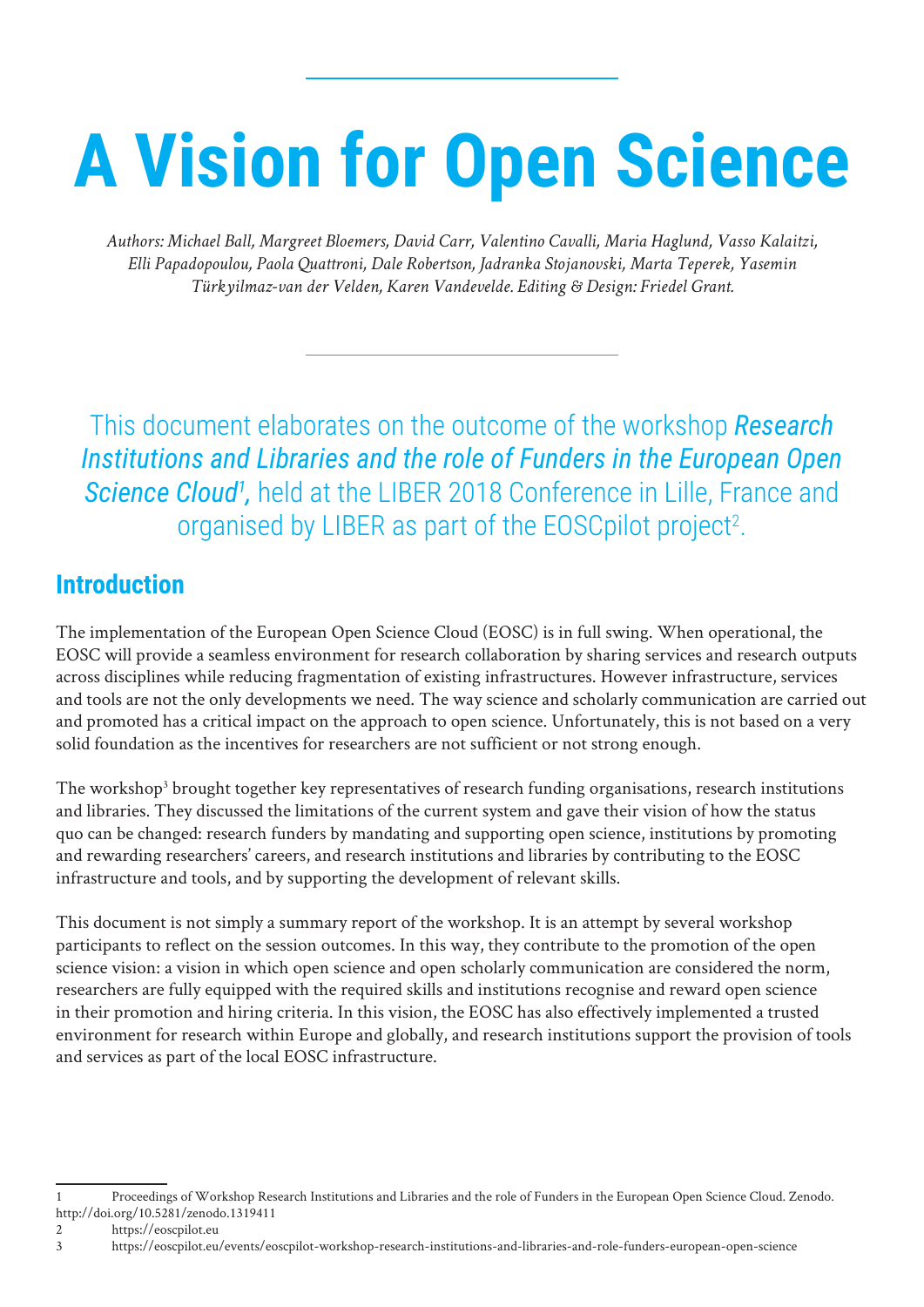# A Vision for Open Science

*Authors: Michael Ball, Margreet Bloemers, David Carr, Valentino Cavalli, Maria Haglund, Vasso Kalaitzi, Elli Papadopoulou, Paola Quattroni, Dale Robertson, Jadranka Stojanovski, Marta Teperek, Yasemin Türkyilmaz-van der Velden, Karen Vandevelde. Editing & Design: Friedel Grant.*

This document elaborates on the outcome of the workshop ***Research Institutions and Libraries and the role of Funders in the European Open Science Cloud***[1]**,** held at the LIBER 2018 Conference in Lille, France and organised by LIBER as part of the EOSCpilot project[2].

## Introduction

The implementation of the European Open Science Cloud (EOSC) is in full swing. When operational, the EOSC will provide a seamless environment for research collaboration by sharing services and research outputs across disciplines while reducing fragmentation of existing infrastructures. However infrastructure, services and tools are not the only developments we need. The way science and scholarly communication are carried out and promoted has a critical impact on the approach to open science. Unfortunately, this is not based on a very solid foundation as the incentives for researchers are not sufficient or not strong enough.

The workshop[3] brought together key representatives of research funding organisations, research institutions and libraries. They discussed the limitations of the current system and gave their vision of how the status quo can be changed: research funders by mandating and supporting open science, institutions by promoting and rewarding researchers' careers, and research institutions and libraries by contributing to the EOSC infrastructure and tools, and by supporting the development of relevant skills.

This document is not simply a summary report of the workshop. It is an attempt by several workshop participants to reflect on the session outcomes. In this way, they contribute to the promotion of the open science vision: a vision in which open science and open scholarly communication are considered the norm, researchers are fully equipped with the required skills and institutions recognise and reward open science in their promotion and hiring criteria. In this vision, the EOSC has also effectively implemented a trusted environment for research within Europe and globally, and research institutions support the provision of tools and services as part of the local EOSC infrastructure.

---

1 Proceedings of Workshop Research Institutions and Libraries and the role of Funders in the European Open Science Cloud. Zenodo. http://doi.org/10.5281/zenodo.1319411

2 https://eoscpilot.eu

3 https://eoscpilot.eu/events/eoscpilot-workshop-research-institutions-and-libraries-and-role-funders-european-open-science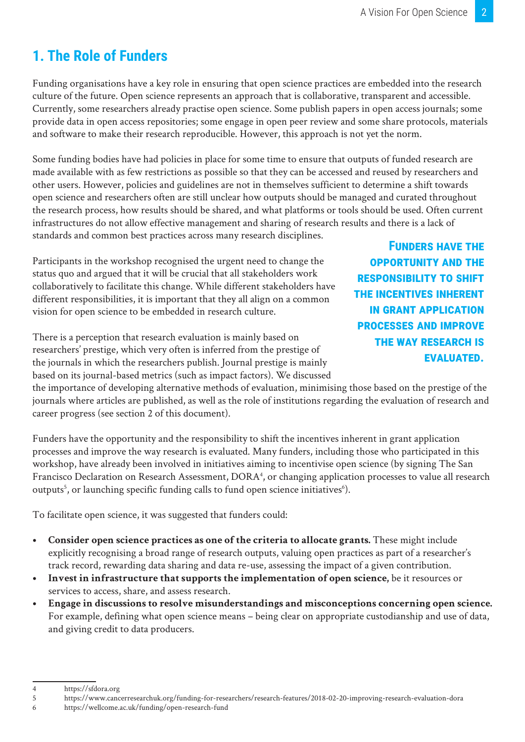## 1. The Role of Funders

Funding organisations have a key role in ensuring that open science practices are embedded into the research culture of the future. Open science represents an approach that is collaborative, transparent and accessible. Currently, some researchers already practise open science. Some publish papers in open access journals; some provide data in open access repositories; some engage in open peer review and some share protocols, materials and software to make their research reproducible. However, this approach is not yet the norm.

Some funding bodies have had policies in place for some time to ensure that outputs of funded research are made available with as few restrictions as possible so that they can be accessed and reused by researchers and other users. However, policies and guidelines are not in themselves sufficient to determine a shift towards open science and researchers often are still unclear how outputs should be managed and curated throughout the research process, how results should be shared, and what platforms or tools should be used. Often current infrastructures do not allow effective management and sharing of research results and there is a lack of standards and common best practices across many research disciplines.

Participants in the workshop recognised the urgent need to change the status quo and argued that it will be crucial that all stakeholders work collaboratively to facilitate this change. While different stakeholders have different responsibilities, it is important that they all align on a common vision for open science to be embedded in research culture.

> **FUNDERS HAVE THE OPPORTUNITY AND THE RESPONSIBILITY TO SHIFT THE INCENTIVES INHERENT IN GRANT APPLICATION PROCESSES AND IMPROVE THE WAY RESEARCH IS EVALUATED.**

There is a perception that research evaluation is mainly based on researchers' prestige, which very often is inferred from the prestige of the journals in which the researchers publish. Journal prestige is mainly based on its journal-based metrics (such as impact factors). We discussed the importance of developing alternative methods of evaluation, minimising those based on the prestige of the journals where articles are published, as well as the role of institutions regarding the evaluation of research and career progress (see section 2 of this document).

Funders have the opportunity and the responsibility to shift the incentives inherent in grant application processes and improve the way research is evaluated. Many funders, including those who participated in this workshop, have already been involved in initiatives aiming to incentivise open science (by signing The San Francisco Declaration on Research Assessment, DORA[4], or changing application processes to value all research outputs[5], or launching specific funding calls to fund open science initiatives[6]).

To facilitate open science, it was suggested that funders could:

- **Consider open science practices as one of the criteria to allocate grants.** These might include explicitly recognising a broad range of research outputs, valuing open practices as part of a researcher's track record, rewarding data sharing and data re-use, assessing the impact of a given contribution.
- **Invest in infrastructure that supports the implementation of open science,** be it resources or services to access, share, and assess research.
- **Engage in discussions to resolve misunderstandings and misconceptions concerning open science.** For example, defining what open science means – being clear on appropriate custodianship and use of data, and giving credit to data producers.

---

4 https://sfdora.org
5 https://www.cancerresearchuk.org/funding-for-researchers/research-features/2018-02-20-improving-research-evaluation-dora
6 https://wellcome.ac.uk/funding/open-research-fund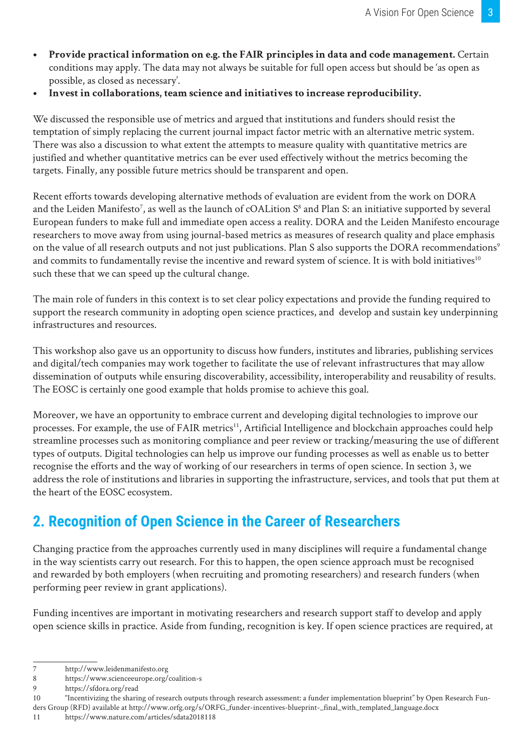- **Provide practical information on e.g. the FAIR principles in data and code management.** Certain conditions may apply. The data may not always be suitable for full open access but should be 'as open as possible, as closed as necessary'.
- **Invest in collaborations, team science and initiatives to increase reproducibility.**

We discussed the responsible use of metrics and argued that institutions and funders should resist the temptation of simply replacing the current journal impact factor metric with an alternative metric system. There was also a discussion to what extent the attempts to measure quality with quantitative metrics are justified and whether quantitative metrics can be ever used effectively without the metrics becoming the targets. Finally, any possible future metrics should be transparent and open.

Recent efforts towards developing alternative methods of evaluation are evident from the work on DORA and the Leiden Manifesto[7], as well as the launch of cOALition S[8] and Plan S: an initiative supported by several European funders to make full and immediate open access a reality. DORA and the Leiden Manifesto encourage researchers to move away from using journal-based metrics as measures of research quality and place emphasis on the value of all research outputs and not just publications. Plan S also supports the DORA recommendations[9] and commits to fundamentally revise the incentive and reward system of science. It is with bold initiatives[10] such these that we can speed up the cultural change.

The main role of funders in this context is to set clear policy expectations and provide the funding required to support the research community in adopting open science practices, and develop and sustain key underpinning infrastructures and resources.

This workshop also gave us an opportunity to discuss how funders, institutes and libraries, publishing services and digital/tech companies may work together to facilitate the use of relevant infrastructures that may allow dissemination of outputs while ensuring discoverability, accessibility, interoperability and reusability of results. The EOSC is certainly one good example that holds promise to achieve this goal.

Moreover, we have an opportunity to embrace current and developing digital technologies to improve our processes. For example, the use of FAIR metrics[11], Artificial Intelligence and blockchain approaches could help streamline processes such as monitoring compliance and peer review or tracking/measuring the use of different types of outputs. Digital technologies can help us improve our funding processes as well as enable us to better recognise the efforts and the way of working of our researchers in terms of open science. In section 3, we address the role of institutions and libraries in supporting the infrastructure, services, and tools that put them at the heart of the EOSC ecosystem.

## 2. Recognition of Open Science in the Career of Researchers

Changing practice from the approaches currently used in many disciplines will require a fundamental change in the way scientists carry out research. For this to happen, the open science approach must be recognised and rewarded by both employers (when recruiting and promoting researchers) and research funders (when performing peer review in grant applications).

Funding incentives are important in motivating researchers and research support staff to develop and apply open science skills in practice. Aside from funding, recognition is key. If open science practices are required, at

---

7 http://www.leidenmanifesto.org

8 https://www.scienceeurope.org/coalition-s

9 https://sfdora.org/read

10 "Incentivizing the sharing of research outputs through research assessment: a funder implementation blueprint" by Open Research Funders Group (RFD) available at http://www.orfg.org/s/ORFG_funder-incentives-blueprint-_final_with_templated_language.docx

11 https://www.nature.com/articles/sdata2018118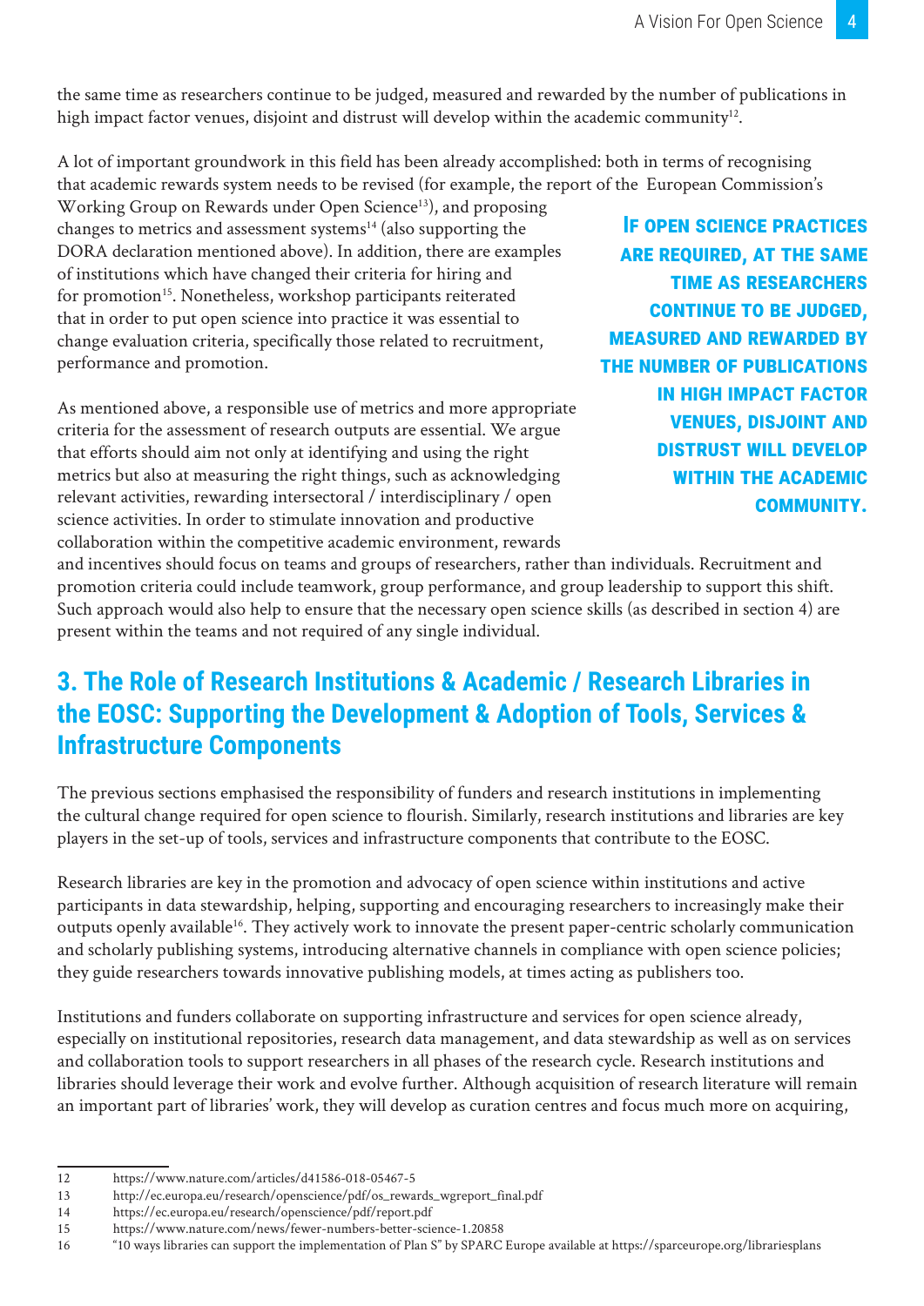the same time as researchers continue to be judged, measured and rewarded by the number of publications in high impact factor venues, disjoint and distrust will develop within the academic community[12].

A lot of important groundwork in this field has been already accomplished: both in terms of recognising that academic rewards system needs to be revised (for example, the report of the European Commission's Working Group on Rewards under Open Science[13]), and proposing changes to metrics and assessment systems[14] (also supporting the DORA declaration mentioned above). In addition, there are examples of institutions which have changed their criteria for hiring and for promotion[15]. Nonetheless, workshop participants reiterated that in order to put open science into practice it was essential to change evaluation criteria, specifically those related to recruitment, performance and promotion.

> **If open science practices are required, at the same time as researchers continue to be judged, measured and rewarded by the number of publications in high impact factor venues, disjoint and distrust will develop within the academic community.**

As mentioned above, a responsible use of metrics and more appropriate criteria for the assessment of research outputs are essential. We argue that efforts should aim not only at identifying and using the right metrics but also at measuring the right things, such as acknowledging relevant activities, rewarding intersectoral / interdisciplinary / open science activities. In order to stimulate innovation and productive collaboration within the competitive academic environment, rewards and incentives should focus on teams and groups of researchers, rather than individuals. Recruitment and promotion criteria could include teamwork, group performance, and group leadership to support this shift. Such approach would also help to ensure that the necessary open science skills (as described in section 4) are present within the teams and not required of any single individual.

## 3. The Role of Research Institutions & Academic / Research Libraries in the EOSC: Supporting the Development & Adoption of Tools, Services & Infrastructure Components

The previous sections emphasised the responsibility of funders and research institutions in implementing the cultural change required for open science to flourish. Similarly, research institutions and libraries are key players in the set-up of tools, services and infrastructure components that contribute to the EOSC.

Research libraries are key in the promotion and advocacy of open science within institutions and active participants in data stewardship, helping, supporting and encouraging researchers to increasingly make their outputs openly available[16]. They actively work to innovate the present paper-centric scholarly communication and scholarly publishing systems, introducing alternative channels in compliance with open science policies; they guide researchers towards innovative publishing models, at times acting as publishers too.

Institutions and funders collaborate on supporting infrastructure and services for open science already, especially on institutional repositories, research data management, and data stewardship as well as on services and collaboration tools to support researchers in all phases of the research cycle. Research institutions and libraries should leverage their work and evolve further. Although acquisition of research literature will remain an important part of libraries' work, they will develop as curation centres and focus much more on acquiring,

---

12 https://www.nature.com/articles/d41586-018-05467-5

13 http://ec.europa.eu/research/openscience/pdf/os_rewards_wgreport_final.pdf

14 https://ec.europa.eu/research/openscience/pdf/report.pdf

15 https://www.nature.com/news/fewer-numbers-better-science-1.20858

16 "10 ways libraries can support the implementation of Plan S" by SPARC Europe available at https://sparceurope.org/librariesplans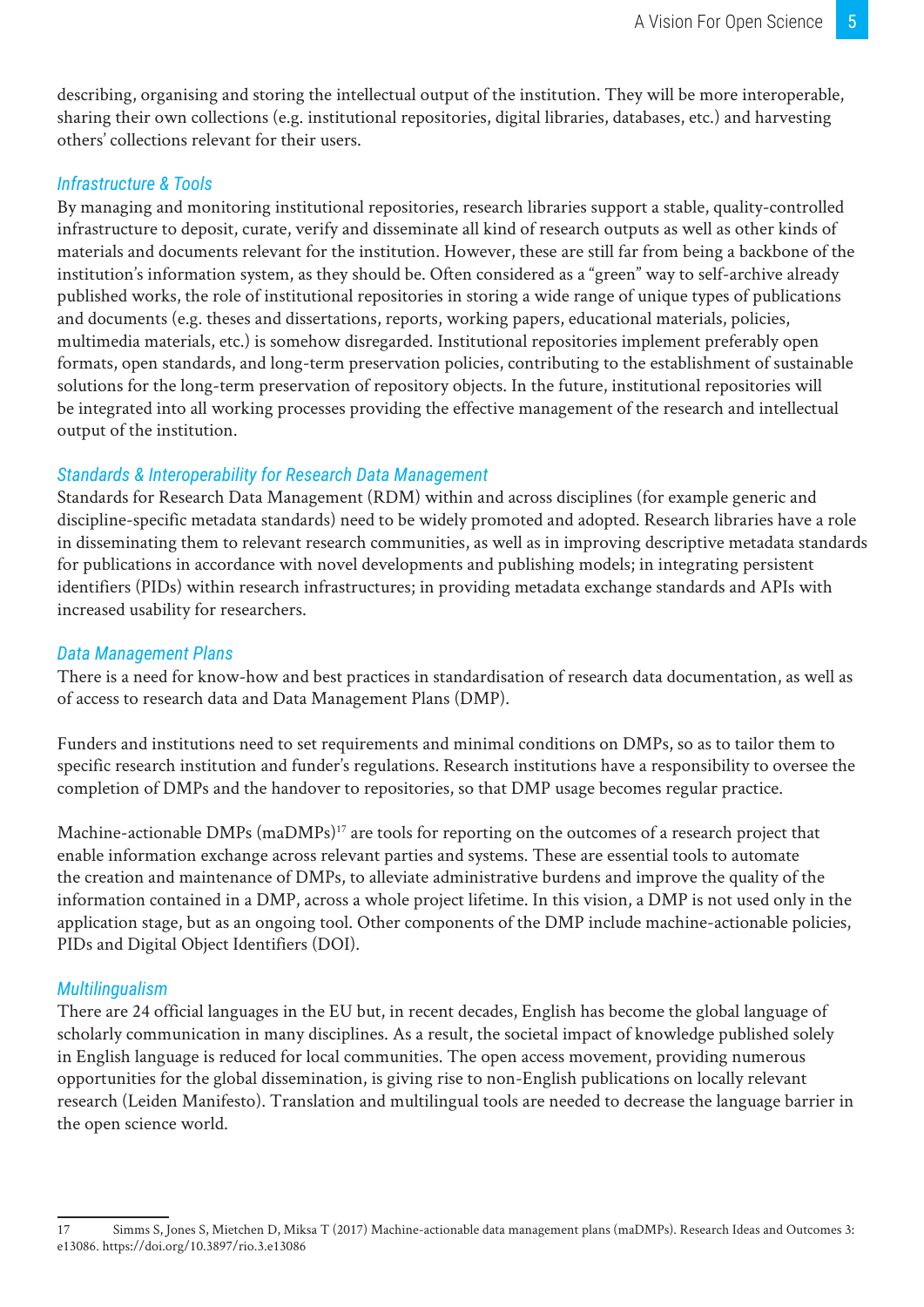describing, organising and storing the intellectual output of the institution. They will be more interoperable, sharing their own collections (e.g. institutional repositories, digital libraries, databases, etc.) and harvesting others' collections relevant for their users.

### *Infrastructure & Tools*

By managing and monitoring institutional repositories, research libraries support a stable, quality-controlled infrastructure to deposit, curate, verify and disseminate all kind of research outputs as well as other kinds of materials and documents relevant for the institution. However, these are still far from being a backbone of the institution's information system, as they should be. Often considered as a "green" way to self-archive already published works, the role of institutional repositories in storing a wide range of unique types of publications and documents (e.g. theses and dissertations, reports, working papers, educational materials, policies, multimedia materials, etc.) is somehow disregarded. Institutional repositories implement preferably open formats, open standards, and long-term preservation policies, contributing to the establishment of sustainable solutions for the long-term preservation of repository objects. In the future, institutional repositories will be integrated into all working processes providing the effective management of the research and intellectual output of the institution.

### *Standards & Interoperability for Research Data Management*

Standards for Research Data Management (RDM) within and across disciplines (for example generic and discipline-specific metadata standards) need to be widely promoted and adopted. Research libraries have a role in disseminating them to relevant research communities, as well as in improving descriptive metadata standards for publications in accordance with novel developments and publishing models; in integrating persistent identifiers (PIDs) within research infrastructures; in providing metadata exchange standards and APIs with increased usability for researchers.

### *Data Management Plans*

There is a need for know-how and best practices in standardisation of research data documentation, as well as of access to research data and Data Management Plans (DMP).

Funders and institutions need to set requirements and minimal conditions on DMPs, so as to tailor them to specific research institution and funder's regulations. Research institutions have a responsibility to oversee the completion of DMPs and the handover to repositories, so that DMP usage becomes regular practice.

Machine-actionable DMPs (maDMPs)[17] are tools for reporting on the outcomes of a research project that enable information exchange across relevant parties and systems. These are essential tools to automate the creation and maintenance of DMPs, to alleviate administrative burdens and improve the quality of the information contained in a DMP, across a whole project lifetime. In this vision, a DMP is not used only in the application stage, but as an ongoing tool. Other components of the DMP include machine-actionable policies, PIDs and Digital Object Identifiers (DOI).

### *Multilingualism*

There are 24 official languages in the EU but, in recent decades, English has become the global language of scholarly communication in many disciplines. As a result, the societal impact of knowledge published solely in English language is reduced for local communities. The open access movement, providing numerous opportunities for the global dissemination, is giving rise to non-English publications on locally relevant research (Leiden Manifesto). Translation and multilingual tools are needed to decrease the language barrier in the open science world.

---

17 Simms S, Jones S, Mietchen D, Miksa T (2017) Machine-actionable data management plans (maDMPs). Research Ideas and Outcomes 3: e13086. https://doi.org/10.3897/rio.3.e13086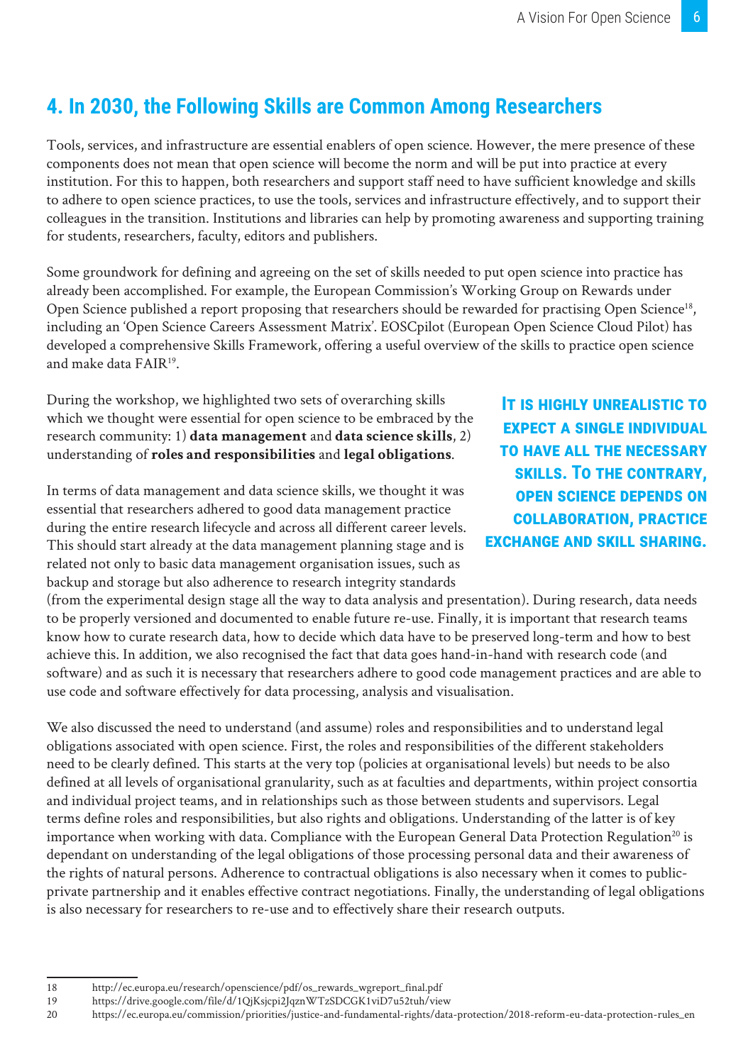## 4. In 2030, the Following Skills are Common Among Researchers

Tools, services, and infrastructure are essential enablers of open science. However, the mere presence of these components does not mean that open science will become the norm and will be put into practice at every institution. For this to happen, both researchers and support staff need to have sufficient knowledge and skills to adhere to open science practices, to use the tools, services and infrastructure effectively, and to support their colleagues in the transition. Institutions and libraries can help by promoting awareness and supporting training for students, researchers, faculty, editors and publishers.

Some groundwork for defining and agreeing on the set of skills needed to put open science into practice has already been accomplished. For example, the European Commission's Working Group on Rewards under Open Science published a report proposing that researchers should be rewarded for practising Open Science[18], including an 'Open Science Careers Assessment Matrix'. EOSCpilot (European Open Science Cloud Pilot) has developed a comprehensive Skills Framework, offering a useful overview of the skills to practice open science and make data FAIR[19].

During the workshop, we highlighted two sets of overarching skills which we thought were essential for open science to be embraced by the research community: 1) **data management** and **data science skills**, 2) understanding of **roles and responsibilities** and **legal obligations**.

**It is highly unrealistic to expect a single individual to have all the necessary skills. To the contrary, open science depends on collaboration, practice exchange and skill sharing.**

In terms of data management and data science skills, we thought it was essential that researchers adhered to good data management practice during the entire research lifecycle and across all different career levels. This should start already at the data management planning stage and is related not only to basic data management organisation issues, such as backup and storage but also adherence to research integrity standards (from the experimental design stage all the way to data analysis and presentation). During research, data needs to be properly versioned and documented to enable future re-use. Finally, it is important that research teams know how to curate research data, how to decide which data have to be preserved long-term and how to best achieve this. In addition, we also recognised the fact that data goes hand-in-hand with research code (and software) and as such it is necessary that researchers adhere to good code management practices and are able to use code and software effectively for data processing, analysis and visualisation.

We also discussed the need to understand (and assume) roles and responsibilities and to understand legal obligations associated with open science. First, the roles and responsibilities of the different stakeholders need to be clearly defined. This starts at the very top (policies at organisational levels) but needs to be also defined at all levels of organisational granularity, such as at faculties and departments, within project consortia and individual project teams, and in relationships such as those between students and supervisors. Legal terms define roles and responsibilities, but also rights and obligations. Understanding of the latter is of key importance when working with data. Compliance with the European General Data Protection Regulation[20] is dependant on understanding of the legal obligations of those processing personal data and their awareness of the rights of natural persons. Adherence to contractual obligations is also necessary when it comes to public-private partnership and it enables effective contract negotiations. Finally, the understanding of legal obligations is also necessary for researchers to re-use and to effectively share their research outputs.

---

18 http://ec.europa.eu/research/openscience/pdf/os_rewards_wgreport_final.pdf
19 https://drive.google.com/file/d/1QjKsjcpi2JqznWTzSDCGK1viD7u52tuh/view
20 https://ec.europa.eu/commission/priorities/justice-and-fundamental-rights/data-protection/2018-reform-eu-data-protection-rules_en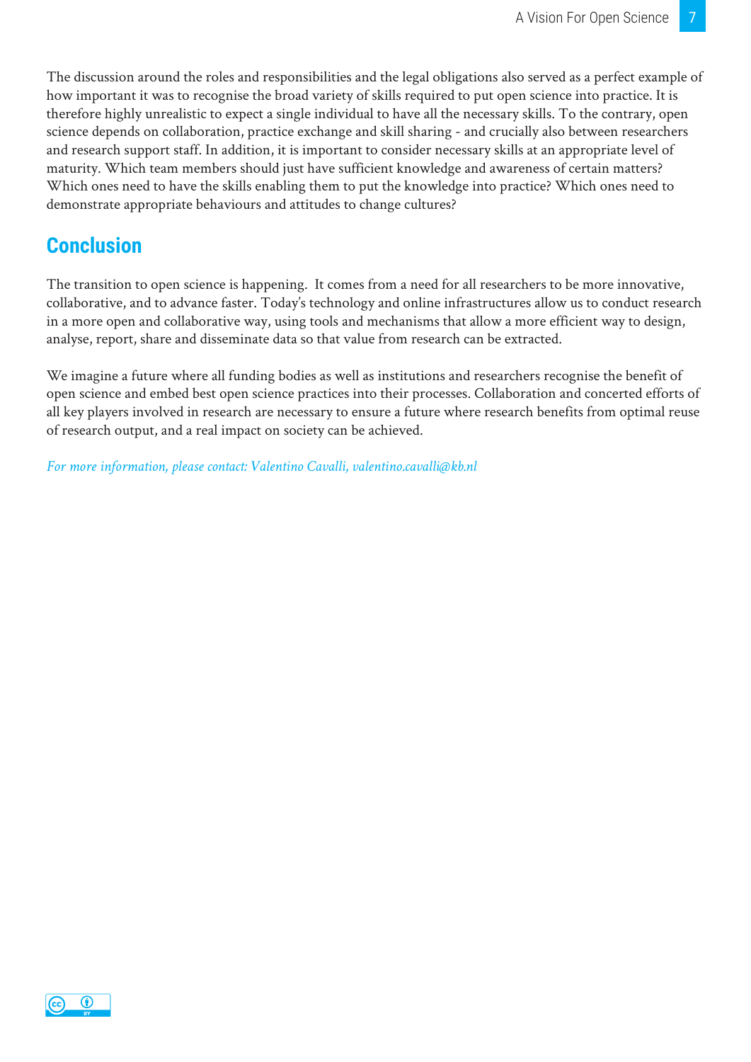The discussion around the roles and responsibilities and the legal obligations also served as a perfect example of how important it was to recognise the broad variety of skills required to put open science into practice. It is therefore highly unrealistic to expect a single individual to have all the necessary skills. To the contrary, open science depends on collaboration, practice exchange and skill sharing - and crucially also between researchers and research support staff. In addition, it is important to consider necessary skills at an appropriate level of maturity. Which team members should just have sufficient knowledge and awareness of certain matters? Which ones need to have the skills enabling them to put the knowledge into practice? Which ones need to demonstrate appropriate behaviours and attitudes to change cultures?

## Conclusion

The transition to open science is happening. It comes from a need for all researchers to be more innovative, collaborative, and to advance faster. Today's technology and online infrastructures allow us to conduct research in a more open and collaborative way, using tools and mechanisms that allow a more efficient way to design, analyse, report, share and disseminate data so that value from research can be extracted.

We imagine a future where all funding bodies as well as institutions and researchers recognise the benefit of open science and embed best open science practices into their processes. Collaboration and concerted efforts of all key players involved in research are necessary to ensure a future where research benefits from optimal reuse of research output, and a real impact on society can be achieved.

*For more information, please contact: Valentino Cavalli, valentino.cavalli@kb.nl*